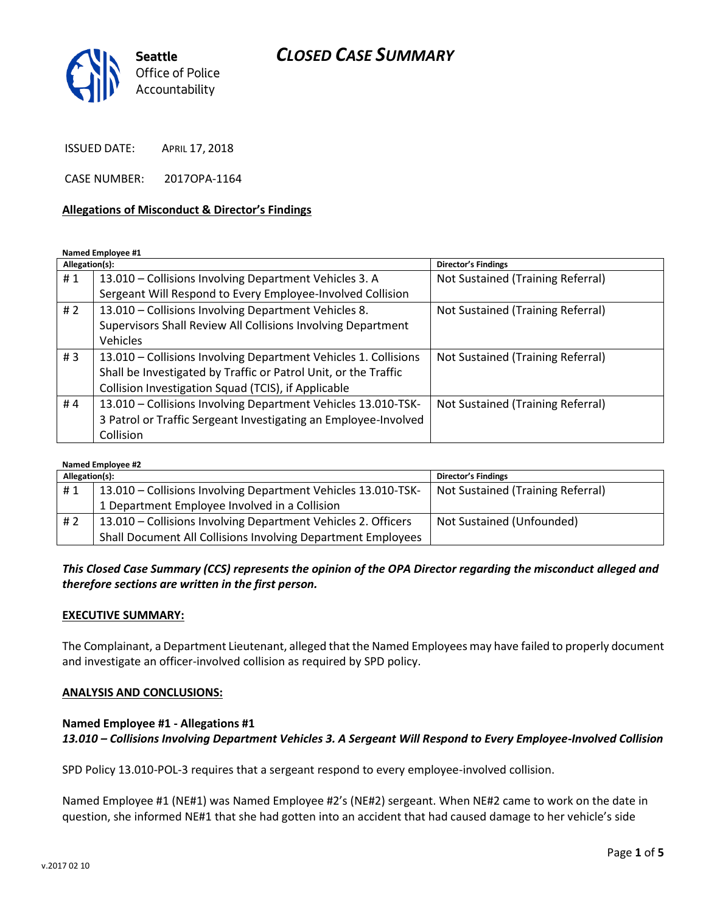# CLOSED CASE SUMMARY

Seattle Office of Police Accountability

ISSUED DATE: APRIL 17, 2018

CASE NUMBER: 2017OPA-1164

**Allegations of Misconduct & Director's Findings**

**Named Employee #1**

| Allegation(s): | | Director's Findings |
|---|---|---|
| # 1 | 13.010 – Collisions Involving Department Vehicles 3. A Sergeant Will Respond to Every Employee-Involved Collision | Not Sustained (Training Referral) |
| # 2 | 13.010 – Collisions Involving Department Vehicles 8. Supervisors Shall Review All Collisions Involving Department Vehicles | Not Sustained (Training Referral) |
| # 3 | 13.010 – Collisions Involving Department Vehicles 1. Collisions Shall be Investigated by Traffic or Patrol Unit, or the Traffic Collision Investigation Squad (TCIS), if Applicable | Not Sustained (Training Referral) |
| # 4 | 13.010 – Collisions Involving Department Vehicles 13.010-TSK-3 Patrol or Traffic Sergeant Investigating an Employee-Involved Collision | Not Sustained (Training Referral) |

**Named Employee #2**

| Allegation(s): | | Director's Findings |
|---|---|---|
| # 1 | 13.010 – Collisions Involving Department Vehicles 13.010-TSK-1 Department Employee Involved in a Collision | Not Sustained (Training Referral) |
| # 2 | 13.010 – Collisions Involving Department Vehicles 2. Officers Shall Document All Collisions Involving Department Employees | Not Sustained (Unfounded) |

***This Closed Case Summary (CCS) represents the opinion of the OPA Director regarding the misconduct alleged and therefore sections are written in the first person.***

**EXECUTIVE SUMMARY:**

The Complainant, a Department Lieutenant, alleged that the Named Employees may have failed to properly document and investigate an officer-involved collision as required by SPD policy.

**ANALYSIS AND CONCLUSIONS:**

**Named Employee #1 - Allegations #1**
***13.010 – Collisions Involving Department Vehicles 3. A Sergeant Will Respond to Every Employee-Involved Collision***

SPD Policy 13.010-POL-3 requires that a sergeant respond to every employee-involved collision.

Named Employee #1 (NE#1) was Named Employee #2's (NE#2) sergeant. When NE#2 came to work on the date in question, she informed NE#1 that she had gotten into an accident that had caused damage to her vehicle's side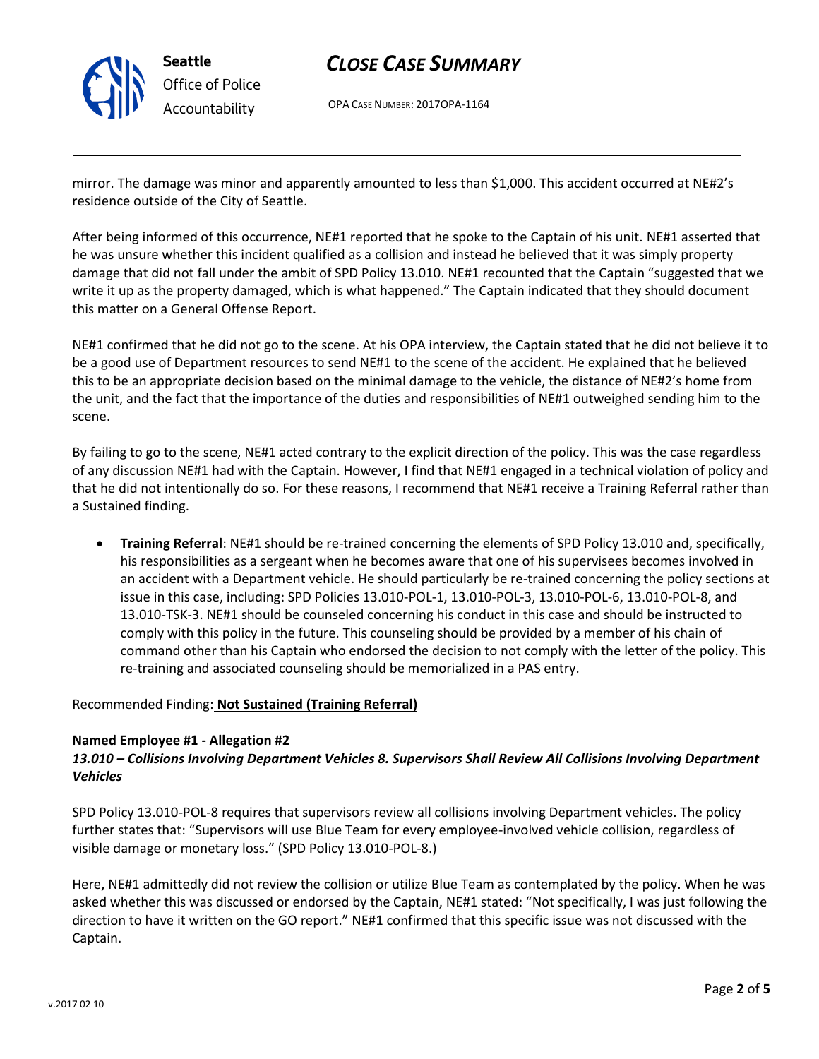mirror. The damage was minor and apparently amounted to less than $1,000. This accident occurred at NE#2's residence outside of the City of Seattle.

After being informed of this occurrence, NE#1 reported that he spoke to the Captain of his unit. NE#1 asserted that he was unsure whether this incident qualified as a collision and instead he believed that it was simply property damage that did not fall under the ambit of SPD Policy 13.010. NE#1 recounted that the Captain "suggested that we write it up as the property damaged, which is what happened." The Captain indicated that they should document this matter on a General Offense Report.

NE#1 confirmed that he did not go to the scene. At his OPA interview, the Captain stated that he did not believe it to be a good use of Department resources to send NE#1 to the scene of the accident. He explained that he believed this to be an appropriate decision based on the minimal damage to the vehicle, the distance of NE#2's home from the unit, and the fact that the importance of the duties and responsibilities of NE#1 outweighed sending him to the scene.

By failing to go to the scene, NE#1 acted contrary to the explicit direction of the policy. This was the case regardless of any discussion NE#1 had with the Captain. However, I find that NE#1 engaged in a technical violation of policy and that he did not intentionally do so. For these reasons, I recommend that NE#1 receive a Training Referral rather than a Sustained finding.

- **Training Referral**: NE#1 should be re-trained concerning the elements of SPD Policy 13.010 and, specifically, his responsibilities as a sergeant when he becomes aware that one of his supervisees becomes involved in an accident with a Department vehicle. He should particularly be re-trained concerning the policy sections at issue in this case, including: SPD Policies 13.010-POL-1, 13.010-POL-3, 13.010-POL-6, 13.010-POL-8, and 13.010-TSK-3. NE#1 should be counseled concerning his conduct in this case and should be instructed to comply with this policy in the future. This counseling should be provided by a member of his chain of command other than his Captain who endorsed the decision to not comply with the letter of the policy. This re-training and associated counseling should be memorialized in a PAS entry.

Recommended Finding: **Not Sustained (Training Referral)**

**Named Employee #1 - Allegation #2**
***13.010 – Collisions Involving Department Vehicles 8. Supervisors Shall Review All Collisions Involving Department Vehicles***

SPD Policy 13.010-POL-8 requires that supervisors review all collisions involving Department vehicles. The policy further states that: "Supervisors will use Blue Team for every employee-involved vehicle collision, regardless of visible damage or monetary loss." (SPD Policy 13.010-POL-8.)

Here, NE#1 admittedly did not review the collision or utilize Blue Team as contemplated by the policy. When he was asked whether this was discussed or endorsed by the Captain, NE#1 stated: "Not specifically, I was just following the direction to have it written on the GO report." NE#1 confirmed that this specific issue was not discussed with the Captain.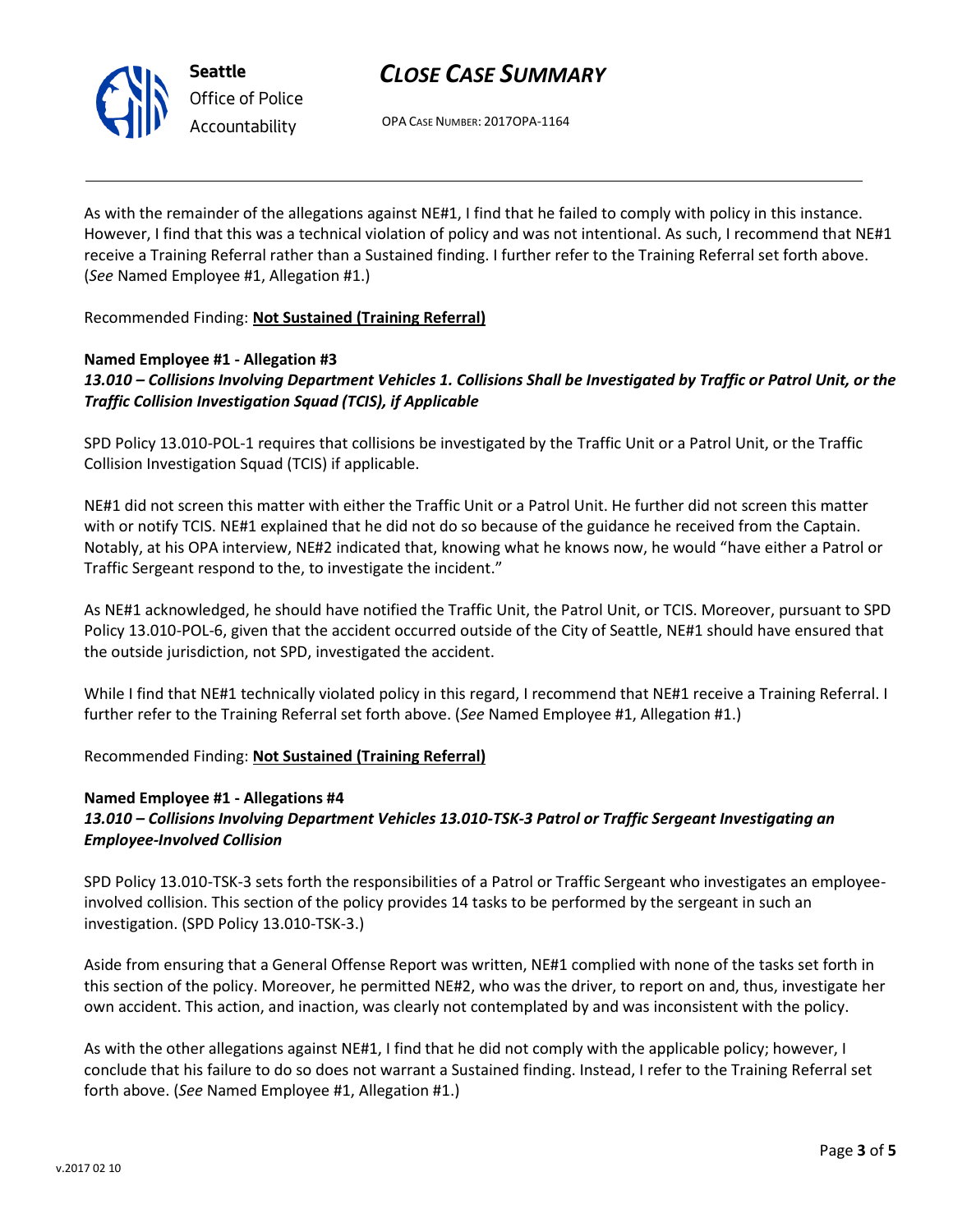As with the remainder of the allegations against NE#1, I find that he failed to comply with policy in this instance. However, I find that this was a technical violation of policy and was not intentional. As such, I recommend that NE#1 receive a Training Referral rather than a Sustained finding. I further refer to the Training Referral set forth above. (*See* Named Employee #1, Allegation #1.)

Recommended Finding: **Not Sustained (Training Referral)**

**Named Employee #1 - Allegation #3**
***13.010 – Collisions Involving Department Vehicles 1. Collisions Shall be Investigated by Traffic or Patrol Unit, or the Traffic Collision Investigation Squad (TCIS), if Applicable***

SPD Policy 13.010-POL-1 requires that collisions be investigated by the Traffic Unit or a Patrol Unit, or the Traffic Collision Investigation Squad (TCIS) if applicable.

NE#1 did not screen this matter with either the Traffic Unit or a Patrol Unit. He further did not screen this matter with or notify TCIS. NE#1 explained that he did not do so because of the guidance he received from the Captain. Notably, at his OPA interview, NE#2 indicated that, knowing what he knows now, he would "have either a Patrol or Traffic Sergeant respond to the, to investigate the incident."

As NE#1 acknowledged, he should have notified the Traffic Unit, the Patrol Unit, or TCIS. Moreover, pursuant to SPD Policy 13.010-POL-6, given that the accident occurred outside of the City of Seattle, NE#1 should have ensured that the outside jurisdiction, not SPD, investigated the accident.

While I find that NE#1 technically violated policy in this regard, I recommend that NE#1 receive a Training Referral. I further refer to the Training Referral set forth above. (*See* Named Employee #1, Allegation #1.)

Recommended Finding: **Not Sustained (Training Referral)**

**Named Employee #1 - Allegations #4**
***13.010 – Collisions Involving Department Vehicles 13.010-TSK-3 Patrol or Traffic Sergeant Investigating an Employee-Involved Collision***

SPD Policy 13.010-TSK-3 sets forth the responsibilities of a Patrol or Traffic Sergeant who investigates an employee-involved collision. This section of the policy provides 14 tasks to be performed by the sergeant in such an investigation. (SPD Policy 13.010-TSK-3.)

Aside from ensuring that a General Offense Report was written, NE#1 complied with none of the tasks set forth in this section of the policy. Moreover, he permitted NE#2, who was the driver, to report on and, thus, investigate her own accident. This action, and inaction, was clearly not contemplated by and was inconsistent with the policy.

As with the other allegations against NE#1, I find that he did not comply with the applicable policy; however, I conclude that his failure to do so does not warrant a Sustained finding. Instead, I refer to the Training Referral set forth above. (*See* Named Employee #1, Allegation #1.)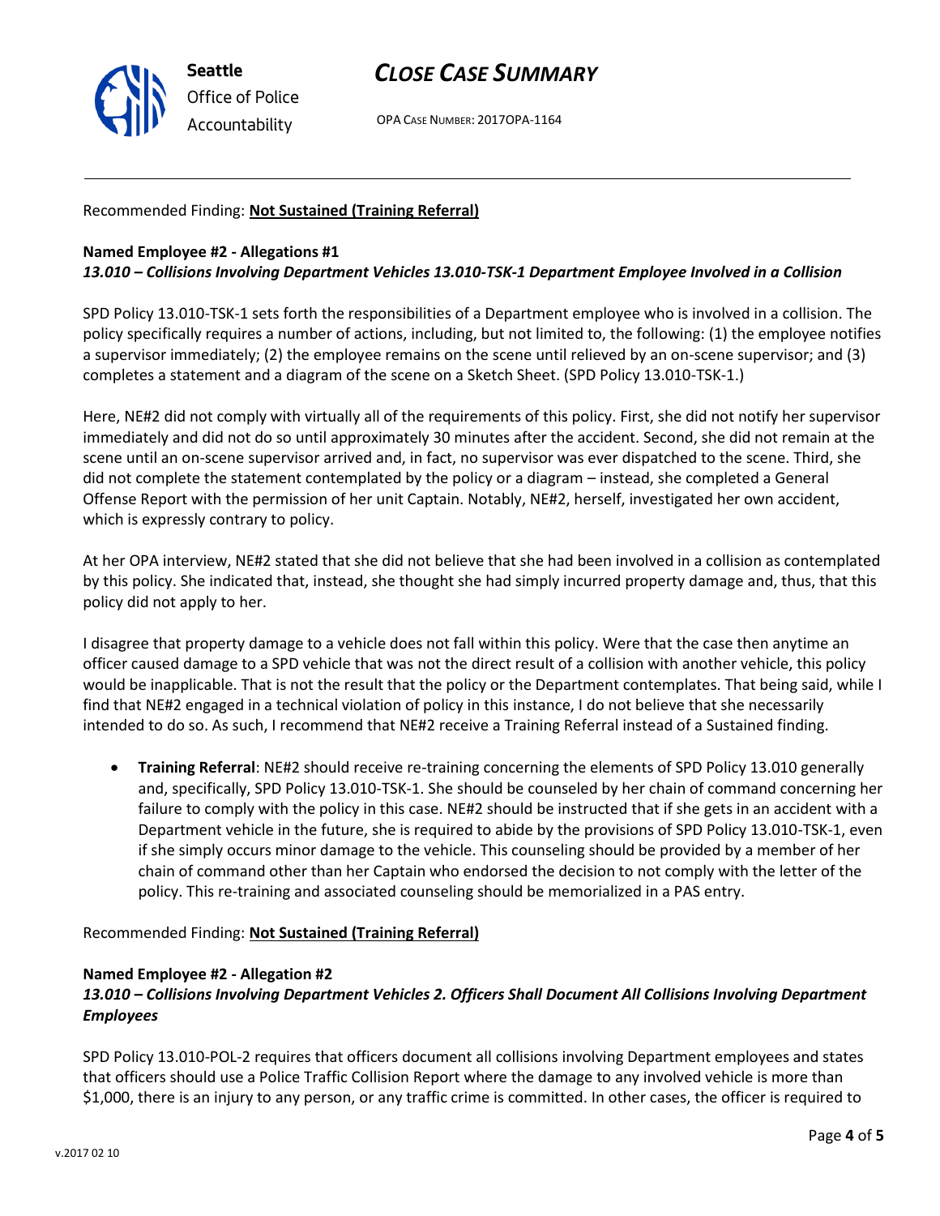Recommended Finding: **Not Sustained (Training Referral)**

**Named Employee #2 - Allegations #1**
***13.010 – Collisions Involving Department Vehicles 13.010-TSK-1 Department Employee Involved in a Collision***

SPD Policy 13.010-TSK-1 sets forth the responsibilities of a Department employee who is involved in a collision. The policy specifically requires a number of actions, including, but not limited to, the following: (1) the employee notifies a supervisor immediately; (2) the employee remains on the scene until relieved by an on-scene supervisor; and (3) completes a statement and a diagram of the scene on a Sketch Sheet. (SPD Policy 13.010-TSK-1.)

Here, NE#2 did not comply with virtually all of the requirements of this policy. First, she did not notify her supervisor immediately and did not do so until approximately 30 minutes after the accident. Second, she did not remain at the scene until an on-scene supervisor arrived and, in fact, no supervisor was ever dispatched to the scene. Third, she did not complete the statement contemplated by the policy or a diagram – instead, she completed a General Offense Report with the permission of her unit Captain. Notably, NE#2, herself, investigated her own accident, which is expressly contrary to policy.

At her OPA interview, NE#2 stated that she did not believe that she had been involved in a collision as contemplated by this policy. She indicated that, instead, she thought she had simply incurred property damage and, thus, that this policy did not apply to her.

I disagree that property damage to a vehicle does not fall within this policy. Were that the case then anytime an officer caused damage to a SPD vehicle that was not the direct result of a collision with another vehicle, this policy would be inapplicable. That is not the result that the policy or the Department contemplates. That being said, while I find that NE#2 engaged in a technical violation of policy in this instance, I do not believe that she necessarily intended to do so. As such, I recommend that NE#2 receive a Training Referral instead of a Sustained finding.

- **Training Referral**: NE#2 should receive re-training concerning the elements of SPD Policy 13.010 generally and, specifically, SPD Policy 13.010-TSK-1. She should be counseled by her chain of command concerning her failure to comply with the policy in this case. NE#2 should be instructed that if she gets in an accident with a Department vehicle in the future, she is required to abide by the provisions of SPD Policy 13.010-TSK-1, even if she simply occurs minor damage to the vehicle. This counseling should be provided by a member of her chain of command other than her Captain who endorsed the decision to not comply with the letter of the policy. This re-training and associated counseling should be memorialized in a PAS entry.

Recommended Finding: **Not Sustained (Training Referral)**

**Named Employee #2 - Allegation #2**
***13.010 – Collisions Involving Department Vehicles 2. Officers Shall Document All Collisions Involving Department Employees***

SPD Policy 13.010-POL-2 requires that officers document all collisions involving Department employees and states that officers should use a Police Traffic Collision Report where the damage to any involved vehicle is more than $1,000, there is an injury to any person, or any traffic crime is committed. In other cases, the officer is required to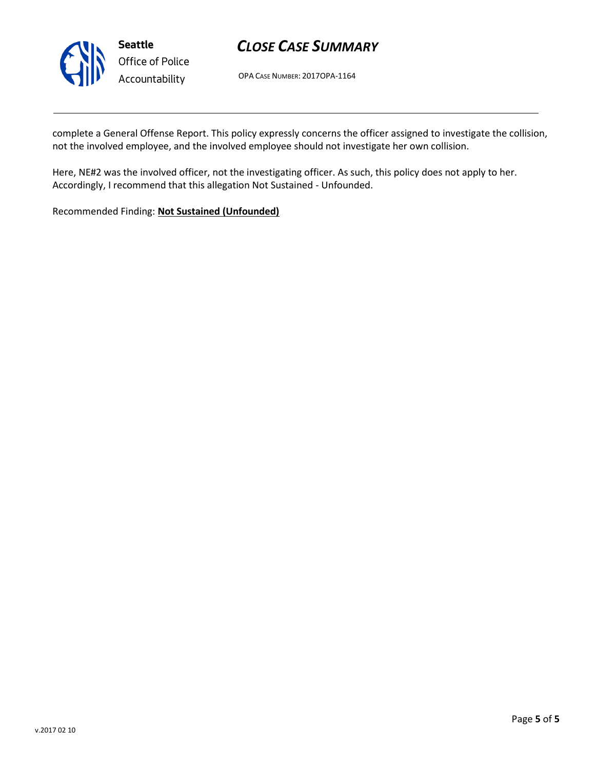complete a General Offense Report. This policy expressly concerns the officer assigned to investigate the collision, not the involved employee, and the involved employee should not investigate her own collision.

Here, NE#2 was the involved officer, not the investigating officer. As such, this policy does not apply to her. Accordingly, I recommend that this allegation Not Sustained - Unfounded.

Recommended Finding: **Not Sustained (Unfounded)**